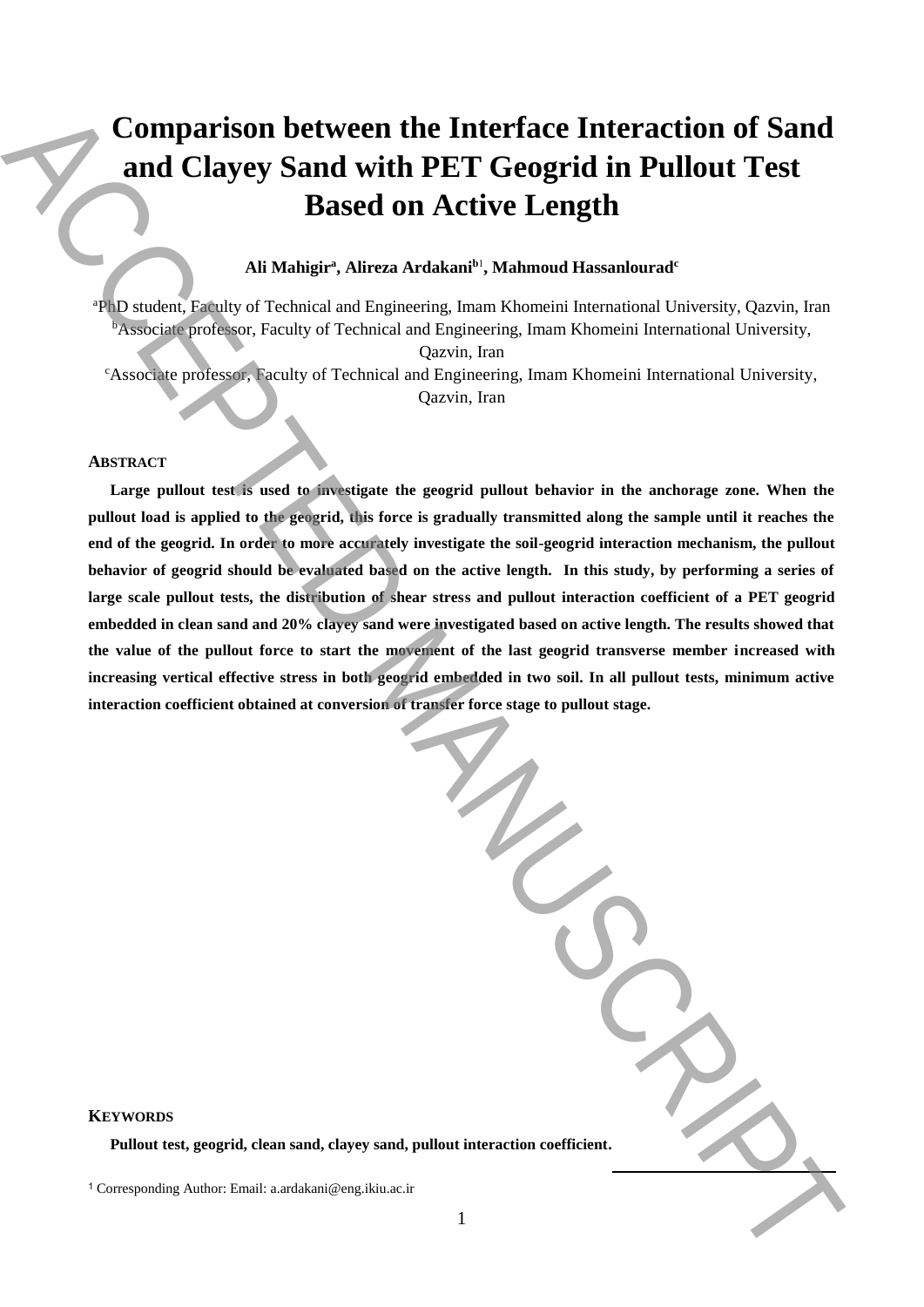# Comparison between the Interface Interaction of Sand and Clayey Sand with PET Geogrid in Pullout Test Based on Active Length

**Ali Mahigir[a], Alireza Ardakani[b1], Mahmoud Hassanlourad[c]**

[a]PhD student, Faculty of Technical and Engineering, Imam Khomeini International University, Qazvin, Iran
[b]Associate professor, Faculty of Technical and Engineering, Imam Khomeini International University, Qazvin, Iran
[c]Associate professor, Faculty of Technical and Engineering, Imam Khomeini International University, Qazvin, Iran

## ABSTRACT

**Large pullout test is used to investigate the geogrid pullout behavior in the anchorage zone. When the pullout load is applied to the geogrid, this force is gradually transmitted along the sample until it reaches the end of the geogrid. In order to more accurately investigate the soil-geogrid interaction mechanism, the pullout behavior of geogrid should be evaluated based on the active length. In this study, by performing a series of large scale pullout tests, the distribution of shear stress and pullout interaction coefficient of a PET geogrid embedded in clean sand and 20% clayey sand were investigated based on active length. The results showed that the value of the pullout force to start the movement of the last geogrid transverse member increased with increasing vertical effective stress in both geogrid embedded in two soil. In all pullout tests, minimum active interaction coefficient obtained at conversion of transfer force stage to pullout stage.**

## KEYWORDS

**Pullout test, geogrid, clean sand, clayey sand, pullout interaction coefficient.**

[1] Corresponding Author: Email: a.ardakani@eng.ikiu.ac.ir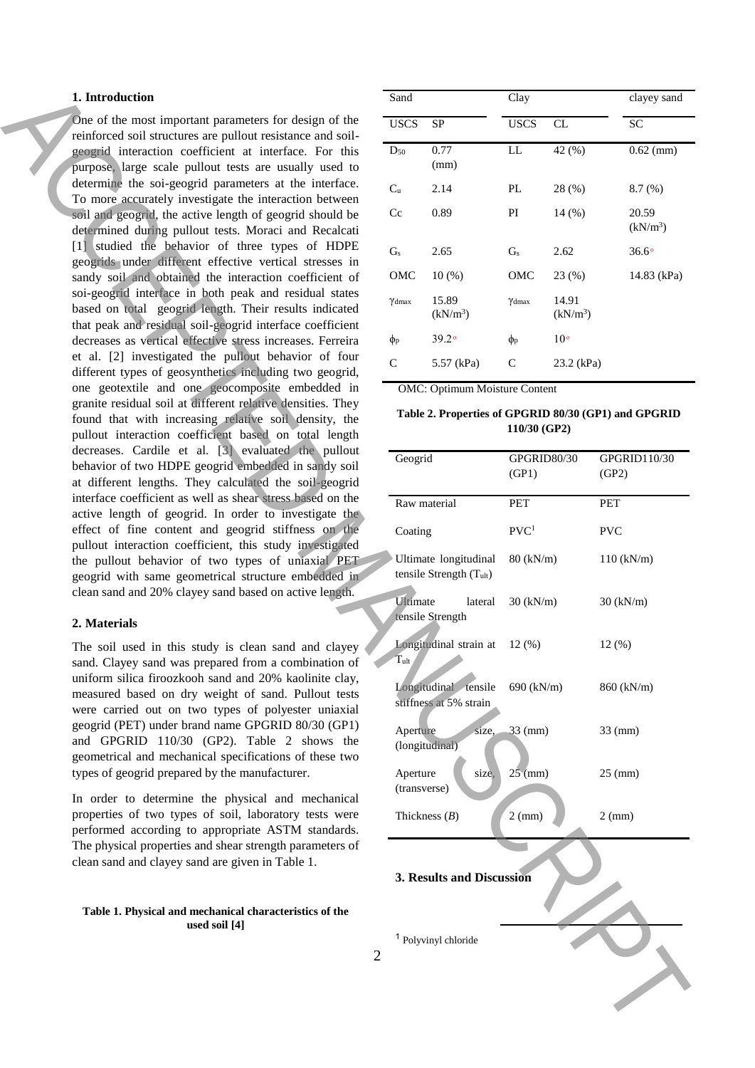## 1. Introduction

One of the most important parameters for design of the reinforced soil structures are pullout resistance and soil-geogrid interaction coefficient at interface. For this purpose, large scale pullout tests are usually used to determine the soi-geogrid parameters at the interface. To more accurately investigate the interaction between soil and geogrid, the active length of geogrid should be determined during pullout tests. Moraci and Recalcati [1] studied the behavior of three types of HDPE geogrids under different effective vertical stresses in sandy soil and obtained the interaction coefficient of soi-geogrid interface in both peak and residual states based on total geogrid length. Their results indicated that peak and residual soil-geogrid interface coefficient decreases as vertical effective stress increases. Ferreira et al. [2] investigated the pullout behavior of four different types of geosynthetics including two geogrid, one geotextile and one geocomposite embedded in granite residual soil at different relative densities. They found that with increasing relative soil density, the pullout interaction coefficient based on total length decreases. Cardile et al. [3] evaluated the pullout behavior of two HDPE geogrid embedded in sandy soil at different lengths. They calculated the soil-geogrid interface coefficient as well as shear stress based on the active length of geogrid. In order to investigate the effect of fine content and geogrid stiffness on the pullout interaction coefficient, this study investigated the pullout behavior of two types of uniaxial PET geogrid with same geometrical structure embedded in clean sand and 20% clayey sand based on active length.

## 2. Materials

The soil used in this study is clean sand and clayey sand. Clayey sand was prepared from a combination of uniform silica firoozkooh sand and 20% kaolinite clay, measured based on dry weight of sand. Pullout tests were carried out on two types of polyester uniaxial geogrid (PET) under brand name GPGRID 80/30 (GP1) and GPGRID 110/30 (GP2). Table 2 shows the geometrical and mechanical specifications of these two types of geogrid prepared by the manufacturer.

In order to determine the physical and mechanical properties of two types of soil, laboratory tests were performed according to appropriate ASTM standards. The physical properties and shear strength parameters of clean sand and clayey sand are given in Table 1.

**Table 1. Physical and mechanical characteristics of the used soil [4]**

| Sand | | Clay | | clayey sand |
|---|---|---|---|---|
| USCS | SP | USCS | CL | SC |
| $D_{50}$ | 0.77 (mm) | LL | 42 (%) | 0.62 (mm) |
| $C_u$ | 2.14 | PL | 28 (%) | 8.7 (%) |
| Cc | 0.89 | PI | 14 (%) | 20.59 (kN/m$^3$) |
| $G_s$ | 2.65 | $G_s$ | 2.62 | 36.6° |
| OMC | 10 (%) | OMC | 23 (%) | 14.83 (kPa) |
| $\gamma_{dmax}$ | 15.89 (kN/m$^3$) | $\gamma_{dmax}$ | 14.91 (kN/m$^3$) | |
| $\phi_p$ | 39.2° | $\phi_p$ | 10° | |
| C | 5.57 (kPa) | C | 23.2 (kPa) | |

OMC: Optimum Moisture Content

**Table 2. Properties of GPGRID 80/30 (GP1) and GPGRID 110/30 (GP2)**

| Geogrid | GPGRID80/30 (GP1) | GPGRID110/30 (GP2) |
|---|---|---|
| Raw material | PET | PET |
| Coating | PVC[1] | PVC |
| Ultimate longitudinal tensile Strength ($T_{ult}$) | 80 (kN/m) | 110 (kN/m) |
| Ultimate lateral tensile Strength | 30 (kN/m) | 30 (kN/m) |
| Longitudinal strain at $T_{ult}$ | 12 (%) | 12 (%) |
| Longitudinal tensile stiffness at 5% strain | 690 (kN/m) | 860 (kN/m) |
| Aperture size, (longitudinal) | 33 (mm) | 33 (mm) |
| Aperture size, (transverse) | 25 (mm) | 25 (mm) |
| Thickness ($B$) | 2 (mm) | 2 (mm) |

## 3. Results and Discussion

[1] Polyvinyl chloride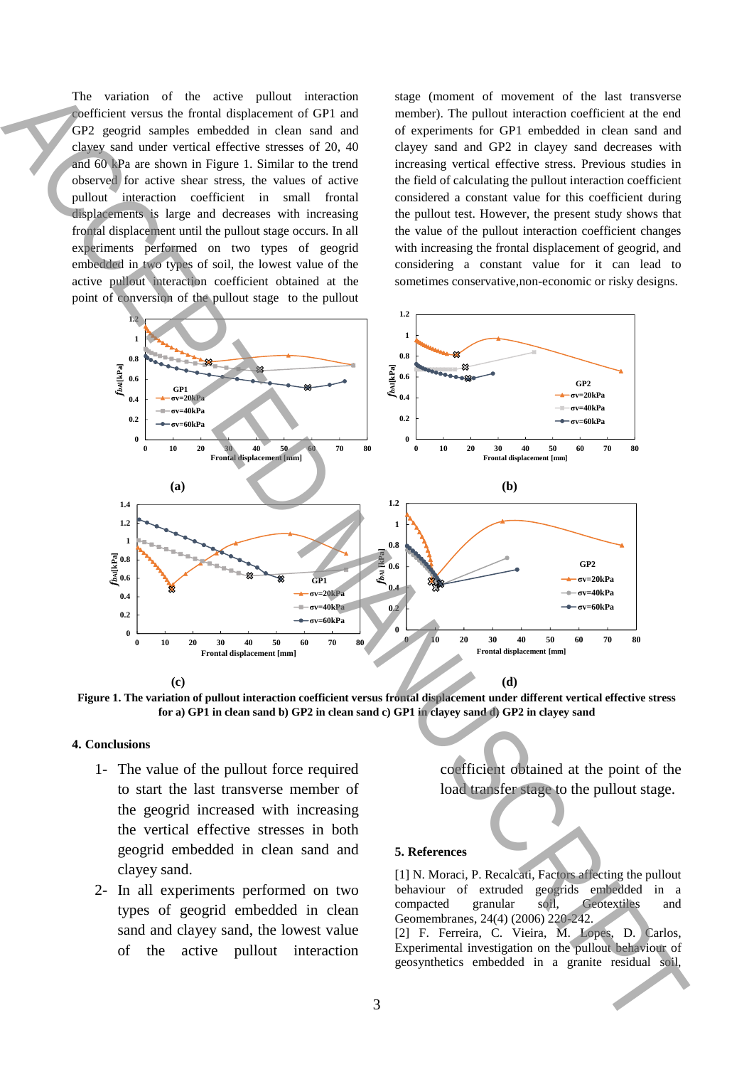The variation of the active pullout interaction coefficient versus the frontal displacement of GP1 and GP2 geogrid samples embedded in clean sand and clayey sand under vertical effective stresses of 20, 40 and 60 kPa are shown in Figure 1. Similar to the trend observed for active shear stress, the values of active pullout interaction coefficient in small frontal displacements is large and decreases with increasing frontal displacement until the pullout stage occurs. In all experiments performed on two types of geogrid embedded in two types of soil, the lowest value of the active pullout interaction coefficient obtained at the point of conversion of the pullout stage to the pullout stage (moment of movement of the last transverse member). The pullout interaction coefficient at the end of experiments for GP1 embedded in clean sand and clayey sand and GP2 in clayey sand decreases with increasing vertical effective stress. Previous studies in the field of calculating the pullout interaction coefficient considered a constant value for this coefficient during the pullout test. However, the present study shows that the value of the pullout interaction coefficient changes with increasing the frontal displacement of geogrid, and considering a constant value for it can lead to sometimes conservative,non-economic or risky designs.

(a)
1.2
1
0.8
0.6
0.4
0.2
0
$f_{bAI}$[kPa]
GP1
σv=20kPa
σv=40kPa
σv=60kPa
0 10 20 30 40 50 60 70 80
Frontal displacement [mm]

(b)
1.2
1
0.8
0.6
0.4
0.2
0
$f_{bAI}$[kPa]
GP2
σv=20kPa
σv=40kPa
σv=60kPa
0 10 20 30 40 50 60 70 80
Frontal displacement [mm]

(c)
1.4
1.2
1
0.8
0.6
0.4
0.2
0
$f_{bAI}$[kPa]
GP1
σv=20kPa
σv=40kPa
σv=60kPa
0 10 20 30 40 50 60 70 80
Frontal displacement [mm]

(d)
1.2
1
0.8
0.6
0.4
0.2
0
$f_{bAI}$ [kPa]
GP2
σv=20kPa
σv=40kPa
σv=60kPa
0 10 20 30 40 50 60 70 80
Frontal displacement [mm]

**Figure 1. The variation of pullout interaction coefficient versus frontal displacement under different vertical effective stress for a) GP1 in clean sand b) GP2 in clean sand c) GP1 in clayey sand d) GP2 in clayey sand**

## 4. Conclusions

1- The value of the pullout force required to start the last transverse member of the geogrid increased with increasing the vertical effective stresses in both geogrid embedded in clean sand and clayey sand.

2- In all experiments performed on two types of geogrid embedded in clean sand and clayey sand, the lowest value of the active pullout interaction coefficient obtained at the point of the load transfer stage to the pullout stage.

## 5. References

[1] N. Moraci, P. Recalcati, Factors affecting the pullout behaviour of extruded geogrids embedded in a compacted granular soil, Geotextiles and Geomembranes, 24(4) (2006) 220-242.

[2] F. Ferreira, C. Vieira, M. Lopes, D. Carlos, Experimental investigation on the pullout behaviour of geosynthetics embedded in a granite residual soil,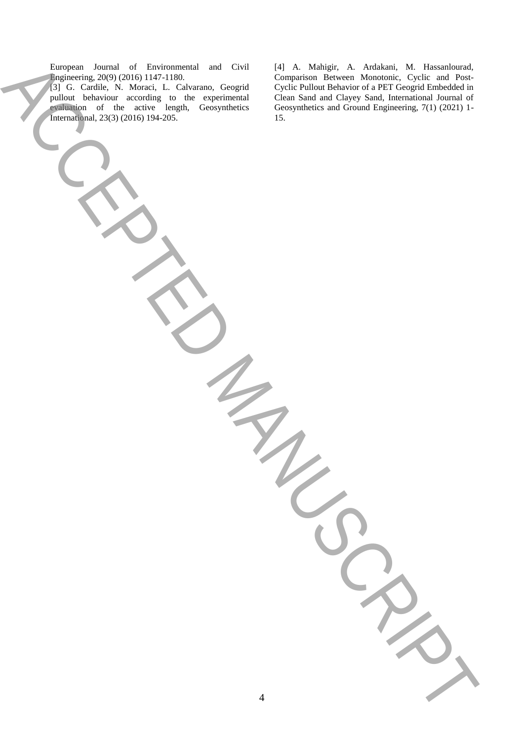European Journal of Environmental and Civil Engineering, 20(9) (2016) 1147-1180.

[3] G. Cardile, N. Moraci, L. Calvarano, Geogrid pullout behaviour according to the experimental evaluation of the active length, Geosynthetics International, 23(3) (2016) 194-205.

[4] A. Mahigir, A. Ardakani, M. Hassanlourad, Comparison Between Monotonic, Cyclic and Post-Cyclic Pullout Behavior of a PET Geogrid Embedded in Clean Sand and Clayey Sand, International Journal of Geosynthetics and Ground Engineering, 7(1) (2021) 1-15.